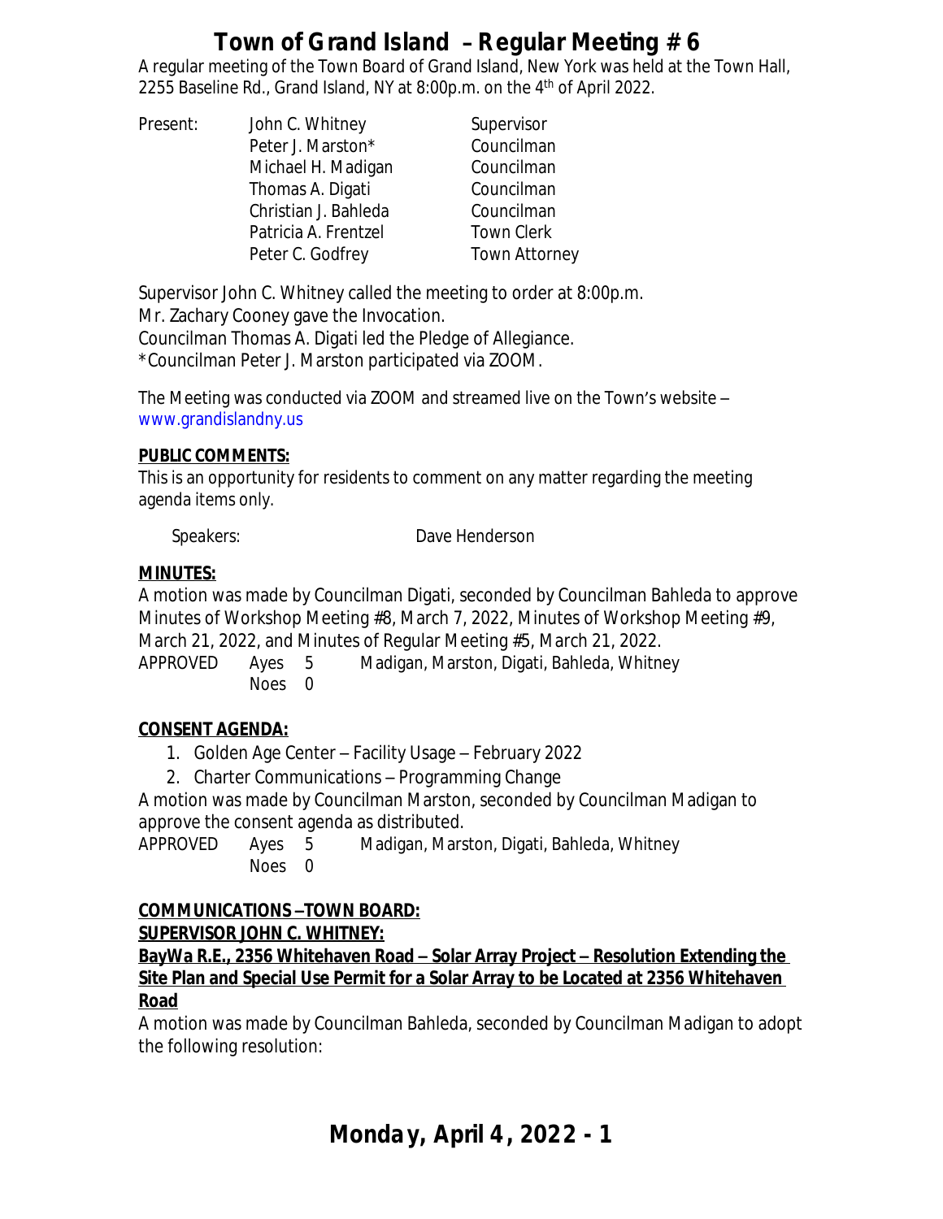# Town of Grand Island – Regular Meeting # 6

A regular meeting of the Town Board of Grand Island, New York was held at the Town Hall, 2255 Baseline Rd., Grand Island, NY at 8:00p.m. on the 4th of April 2022.

| Present: | John C. Whitney | Supervisor |
|---|---|---|
| | Peter J. Marston* | Councilman |
| | Michael H. Madigan | Councilman |
| | Thomas A. Digati | Councilman |
| | Christian J. Bahleda | Councilman |
| | Patricia A. Frentzel | Town Clerk |
| | Peter C. Godfrey | Town Attorney |

Supervisor John C. Whitney called the meeting to order at 8:00p.m.
Mr. Zachary Cooney gave the Invocation.
Councilman Thomas A. Digati led the Pledge of Allegiance.
*Councilman Peter J. Marston participated via ZOOM.

The Meeting was conducted via ZOOM and streamed live on the Town's website – www.grandislandny.us

**PUBLIC COMMENTS:**

This is an opportunity for residents to comment on any matter regarding the meeting agenda items only.

Speakers: Dave Henderson

**MINUTES:**

A motion was made by Councilman Digati, seconded by Councilman Bahleda to approve Minutes of Workshop Meeting #8, March 7, 2022, Minutes of Workshop Meeting #9, March 21, 2022, and Minutes of Regular Meeting #5, March 21, 2022.

| APPROVED | Ayes 5 | Madigan, Marston, Digati, Bahleda, Whitney |
|---|---|---|
| | Noes 0 | |

**CONSENT AGENDA:**

1. Golden Age Center – Facility Usage – February 2022
2. Charter Communications – Programming Change

A motion was made by Councilman Marston, seconded by Councilman Madigan to approve the consent agenda as distributed.

| APPROVED | Ayes 5 | Madigan, Marston, Digati, Bahleda, Whitney |
|---|---|---|
| | Noes 0 | |

**COMMUNICATIONS –TOWN BOARD:**

**SUPERVISOR JOHN C. WHITNEY:**

**BayWa R.E., 2356 Whitehaven Road – Solar Array Project – Resolution Extending the Site Plan and Special Use Permit for a Solar Array to be Located at 2356 Whitehaven Road**

A motion was made by Councilman Bahleda, seconded by Councilman Madigan to adopt the following resolution: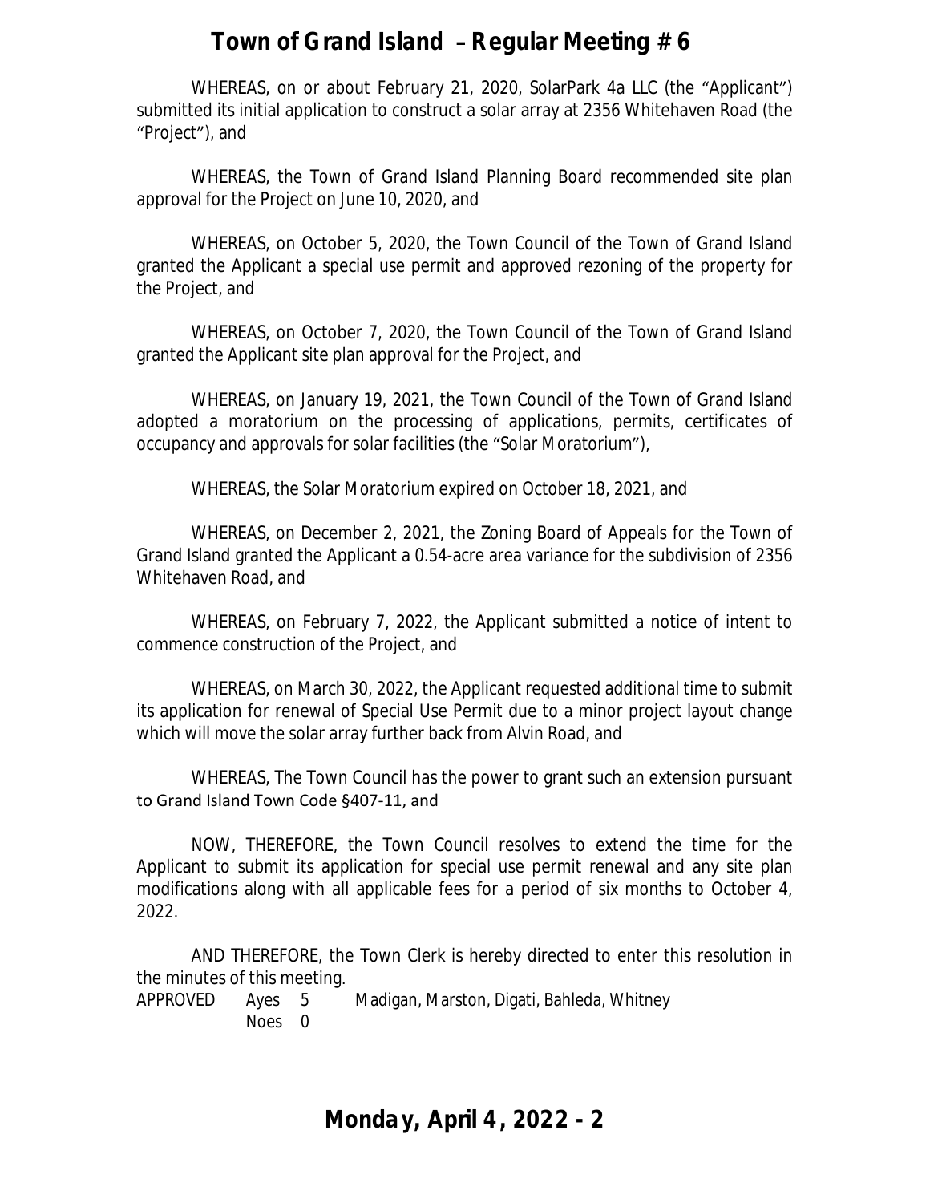WHEREAS, on or about February 21, 2020, SolarPark 4a LLC (the "Applicant") submitted its initial application to construct a solar array at 2356 Whitehaven Road (the "Project"), and

WHEREAS, the Town of Grand Island Planning Board recommended site plan approval for the Project on June 10, 2020, and

WHEREAS, on October 5, 2020, the Town Council of the Town of Grand Island granted the Applicant a special use permit and approved rezoning of the property for the Project, and

WHEREAS, on October 7, 2020, the Town Council of the Town of Grand Island granted the Applicant site plan approval for the Project, and

WHEREAS, on January 19, 2021, the Town Council of the Town of Grand Island adopted a moratorium on the processing of applications, permits, certificates of occupancy and approvals for solar facilities (the "Solar Moratorium"),

WHEREAS, the Solar Moratorium expired on October 18, 2021, and

WHEREAS, on December 2, 2021, the Zoning Board of Appeals for the Town of Grand Island granted the Applicant a 0.54-acre area variance for the subdivision of 2356 Whitehaven Road, and

WHEREAS, on February 7, 2022, the Applicant submitted a notice of intent to commence construction of the Project, and

WHEREAS, on March 30, 2022, the Applicant requested additional time to submit its application for renewal of Special Use Permit due to a minor project layout change which will move the solar array further back from Alvin Road, and

WHEREAS, The Town Council has the power to grant such an extension pursuant to Grand Island Town Code §407-11, and

NOW, THEREFORE, the Town Council resolves to extend the time for the Applicant to submit its application for special use permit renewal and any site plan modifications along with all applicable fees for a period of six months to October 4, 2022.

AND THEREFORE, the Town Clerk is hereby directed to enter this resolution in the minutes of this meeting.

APPROVED Ayes 5 Madigan, Marston, Digati, Bahleda, Whitney
Noes 0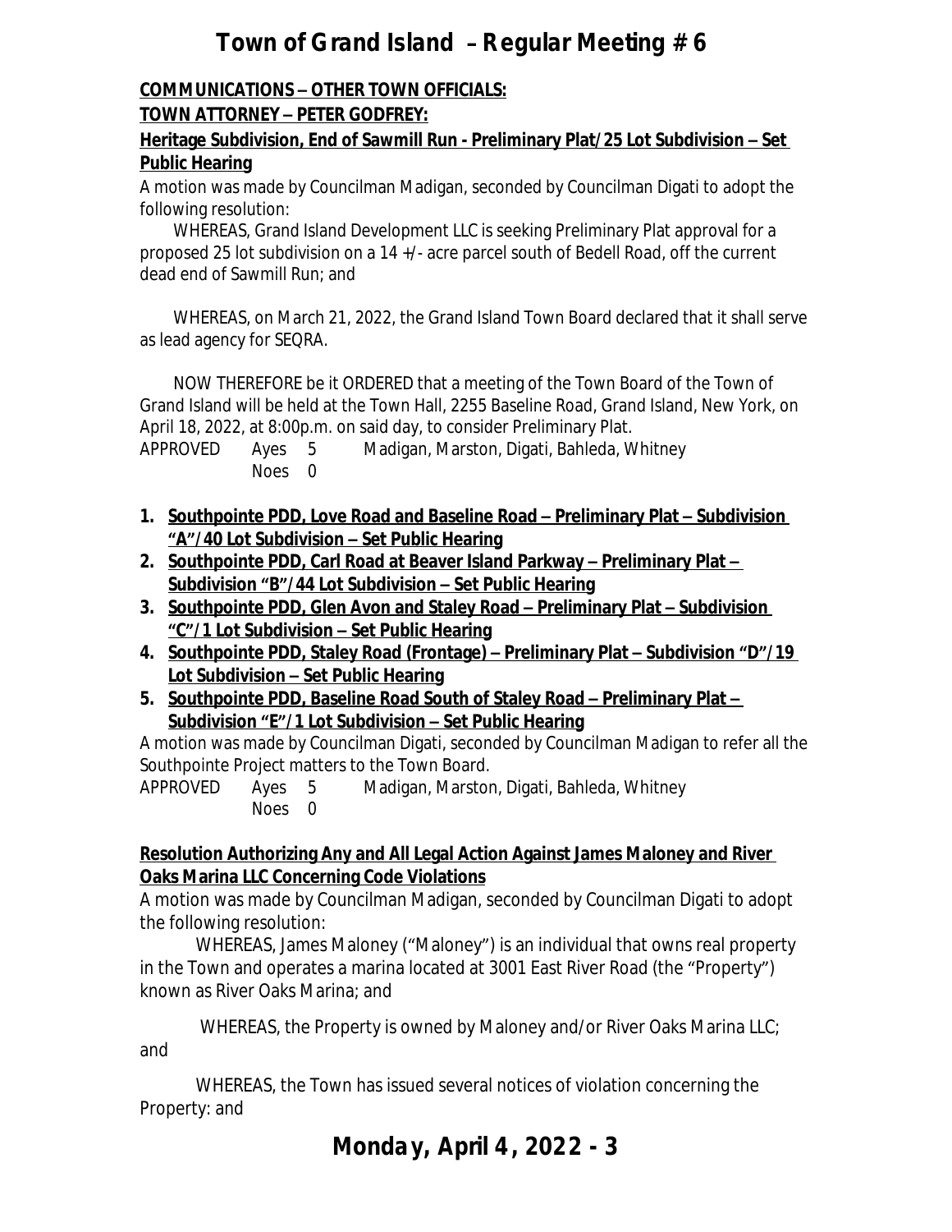**COMMUNICATIONS – OTHER TOWN OFFICIALS:**

**TOWN ATTORNEY – PETER GODFREY:**

**Heritage Subdivision, End of Sawmill Run - Preliminary Plat/25 Lot Subdivision – Set Public Hearing**

A motion was made by Councilman Madigan, seconded by Councilman Digati to adopt the following resolution:

WHEREAS, Grand Island Development LLC is seeking Preliminary Plat approval for a proposed 25 lot subdivision on a 14 +/- acre parcel south of Bedell Road, off the current dead end of Sawmill Run; and

WHEREAS, on March 21, 2022, the Grand Island Town Board declared that it shall serve as lead agency for SEQRA.

NOW THEREFORE be it ORDERED that a meeting of the Town Board of the Town of Grand Island will be held at the Town Hall, 2255 Baseline Road, Grand Island, New York, on April 18, 2022, at 8:00p.m. on said day, to consider Preliminary Plat.

APPROVED Ayes 5 Madigan, Marston, Digati, Bahleda, Whitney
Noes 0

1. **Southpointe PDD, Love Road and Baseline Road – Preliminary Plat – Subdivision "A"/40 Lot Subdivision – Set Public Hearing**
2. **Southpointe PDD, Carl Road at Beaver Island Parkway – Preliminary Plat – Subdivision "B"/44 Lot Subdivision – Set Public Hearing**
3. **Southpointe PDD, Glen Avon and Staley Road – Preliminary Plat – Subdivision "C"/1 Lot Subdivision – Set Public Hearing**
4. **Southpointe PDD, Staley Road (Frontage) – Preliminary Plat – Subdivision "D"/19 Lot Subdivision – Set Public Hearing**
5. **Southpointe PDD, Baseline Road South of Staley Road – Preliminary Plat – Subdivision "E"/1 Lot Subdivision – Set Public Hearing**

A motion was made by Councilman Digati, seconded by Councilman Madigan to refer all the Southpointe Project matters to the Town Board.

APPROVED Ayes 5 Madigan, Marston, Digati, Bahleda, Whitney
Noes 0

**Resolution Authorizing Any and All Legal Action Against James Maloney and River Oaks Marina LLC Concerning Code Violations**

A motion was made by Councilman Madigan, seconded by Councilman Digati to adopt the following resolution:

WHEREAS, James Maloney ("Maloney") is an individual that owns real property in the Town and operates a marina located at 3001 East River Road (the "Property") known as River Oaks Marina; and

WHEREAS, the Property is owned by Maloney and/or River Oaks Marina LLC; and

WHEREAS, the Town has issued several notices of violation concerning the Property: and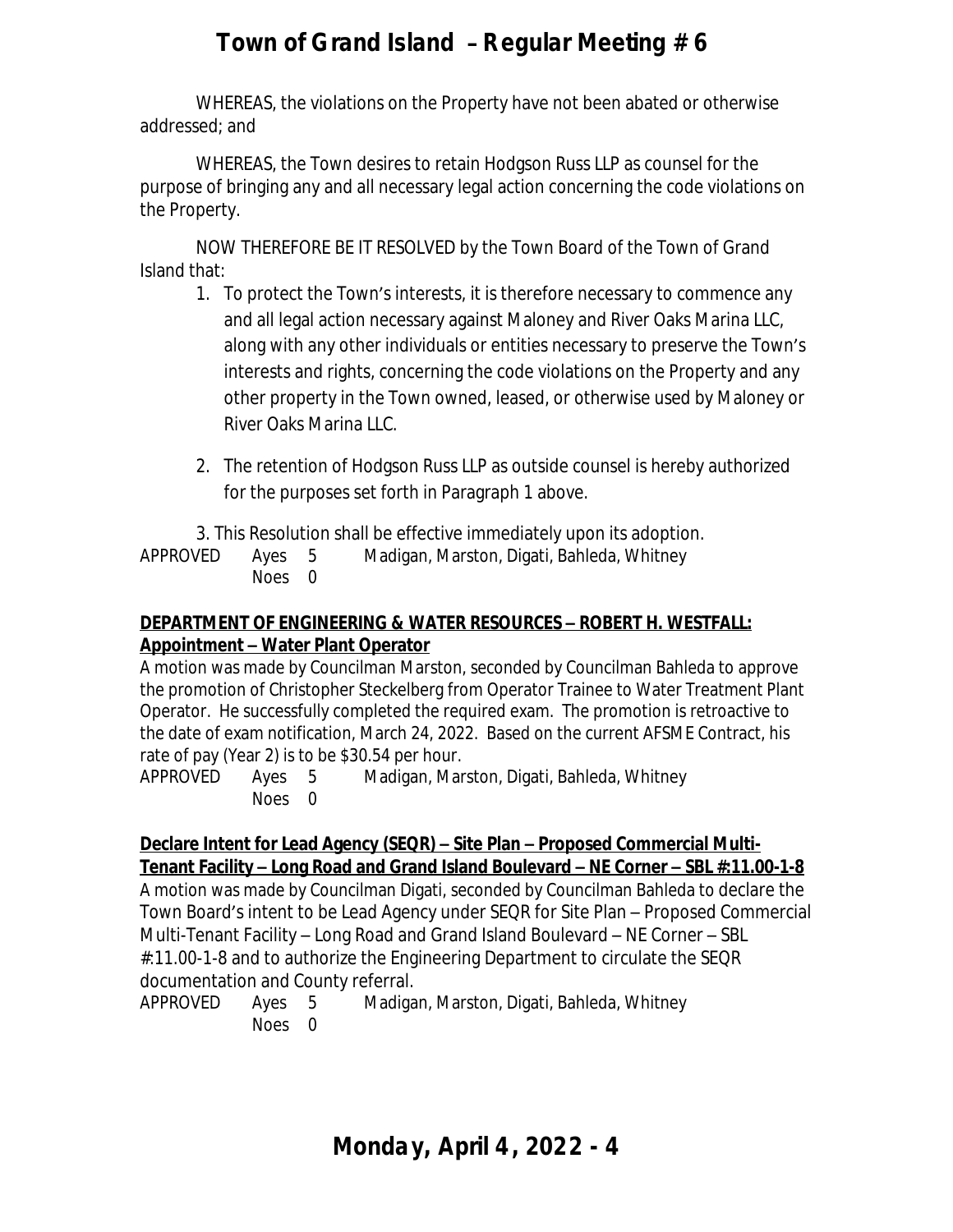WHEREAS, the violations on the Property have not been abated or otherwise addressed; and

WHEREAS, the Town desires to retain Hodgson Russ LLP as counsel for the purpose of bringing any and all necessary legal action concerning the code violations on the Property.

NOW THEREFORE BE IT RESOLVED by the Town Board of the Town of Grand Island that:

1. To protect the Town's interests, it is therefore necessary to commence any and all legal action necessary against Maloney and River Oaks Marina LLC, along with any other individuals or entities necessary to preserve the Town's interests and rights, concerning the code violations on the Property and any other property in the Town owned, leased, or otherwise used by Maloney or River Oaks Marina LLC.

2. The retention of Hodgson Russ LLP as outside counsel is hereby authorized for the purposes set forth in Paragraph 1 above.

3. This Resolution shall be effective immediately upon its adoption.

APPROVED Ayes 5 Madigan, Marston, Digati, Bahleda, Whitney
Noes 0

**DEPARTMENT OF ENGINEERING & WATER RESOURCES – ROBERT H. WESTFALL:**
**Appointment – Water Plant Operator**

A motion was made by Councilman Marston, seconded by Councilman Bahleda to approve the promotion of Christopher Steckelberg from Operator Trainee to Water Treatment Plant Operator. He successfully completed the required exam. The promotion is retroactive to the date of exam notification, March 24, 2022. Based on the current AFSME Contract, his rate of pay (Year 2) is to be $30.54 per hour.

APPROVED Ayes 5 Madigan, Marston, Digati, Bahleda, Whitney
Noes 0

**Declare Intent for Lead Agency (SEQR) – Site Plan – Proposed Commercial Multi-Tenant Facility – Long Road and Grand Island Boulevard – NE Corner – SBL #:11.00-1-8**

A motion was made by Councilman Digati, seconded by Councilman Bahleda to declare the Town Board's intent to be Lead Agency under SEQR for Site Plan – Proposed Commercial Multi-Tenant Facility – Long Road and Grand Island Boulevard – NE Corner – SBL #:11.00-1-8 and to authorize the Engineering Department to circulate the SEQR documentation and County referral.

APPROVED Ayes 5 Madigan, Marston, Digati, Bahleda, Whitney
Noes 0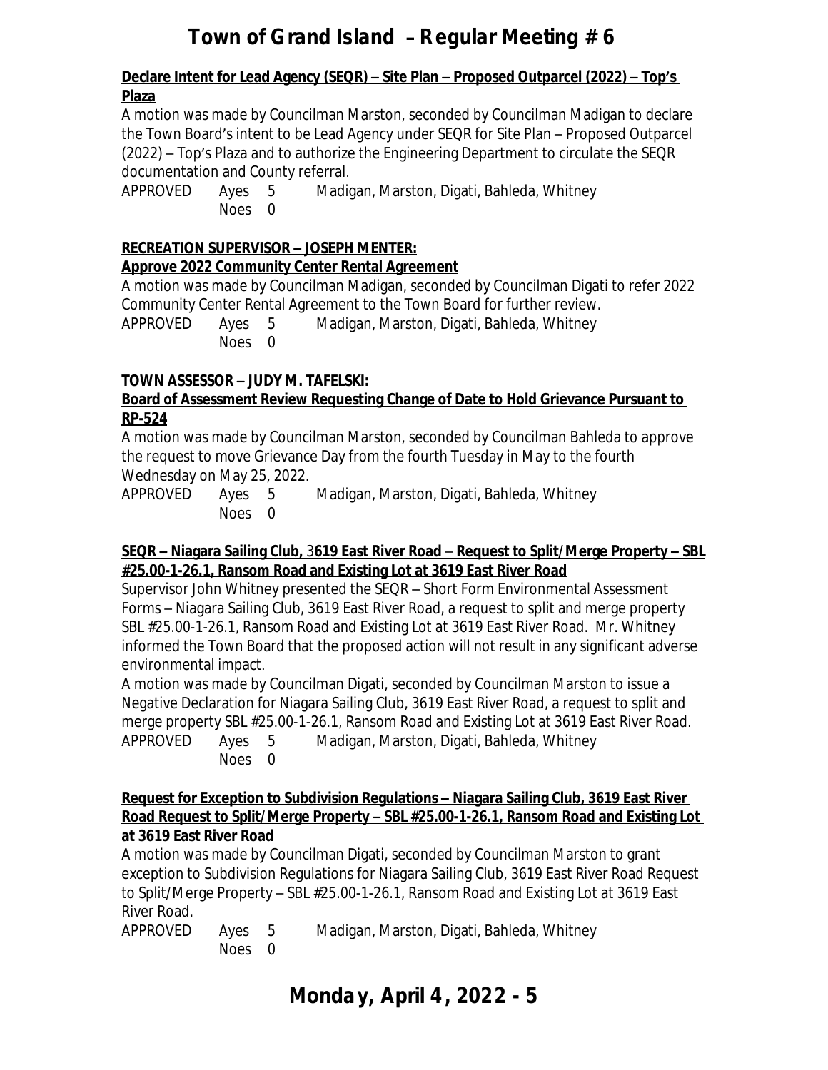**Declare Intent for Lead Agency (SEQR) – Site Plan – Proposed Outparcel (2022) – Top's Plaza**

A motion was made by Councilman Marston, seconded by Councilman Madigan to declare the Town Board's intent to be Lead Agency under SEQR for Site Plan – Proposed Outparcel (2022) – Top's Plaza and to authorize the Engineering Department to circulate the SEQR documentation and County referral.

APPROVED Ayes 5 Madigan, Marston, Digati, Bahleda, Whitney
Noes 0

**RECREATION SUPERVISOR – JOSEPH MENTER:**

**Approve 2022 Community Center Rental Agreement**

A motion was made by Councilman Madigan, seconded by Councilman Digati to refer 2022 Community Center Rental Agreement to the Town Board for further review.

APPROVED Ayes 5 Madigan, Marston, Digati, Bahleda, Whitney
Noes 0

**TOWN ASSESSOR – JUDY M. TAFELSKI:**

**Board of Assessment Review Requesting Change of Date to Hold Grievance Pursuant to RP-524**

A motion was made by Councilman Marston, seconded by Councilman Bahleda to approve the request to move Grievance Day from the fourth Tuesday in May to the fourth Wednesday on May 25, 2022.

APPROVED Ayes 5 Madigan, Marston, Digati, Bahleda, Whitney
Noes 0

**SEQR – Niagara Sailing Club, 3619 East River Road – Request to Split/Merge Property – SBL #25.00-1-26.1, Ransom Road and Existing Lot at 3619 East River Road**

Supervisor John Whitney presented the SEQR – Short Form Environmental Assessment Forms – Niagara Sailing Club, 3619 East River Road, a request to split and merge property SBL #25.00-1-26.1, Ransom Road and Existing Lot at 3619 East River Road. Mr. Whitney informed the Town Board that the proposed action will not result in any significant adverse environmental impact.

A motion was made by Councilman Digati, seconded by Councilman Marston to issue a Negative Declaration for Niagara Sailing Club, 3619 East River Road, a request to split and merge property SBL #25.00-1-26.1, Ransom Road and Existing Lot at 3619 East River Road.

APPROVED Ayes 5 Madigan, Marston, Digati, Bahleda, Whitney
Noes 0

**Request for Exception to Subdivision Regulations – Niagara Sailing Club, 3619 East River Road Request to Split/Merge Property – SBL #25.00-1-26.1, Ransom Road and Existing Lot at 3619 East River Road**

A motion was made by Councilman Digati, seconded by Councilman Marston to grant exception to Subdivision Regulations for Niagara Sailing Club, 3619 East River Road Request to Split/Merge Property – SBL #25.00-1-26.1, Ransom Road and Existing Lot at 3619 East River Road.

APPROVED Ayes 5 Madigan, Marston, Digati, Bahleda, Whitney
Noes 0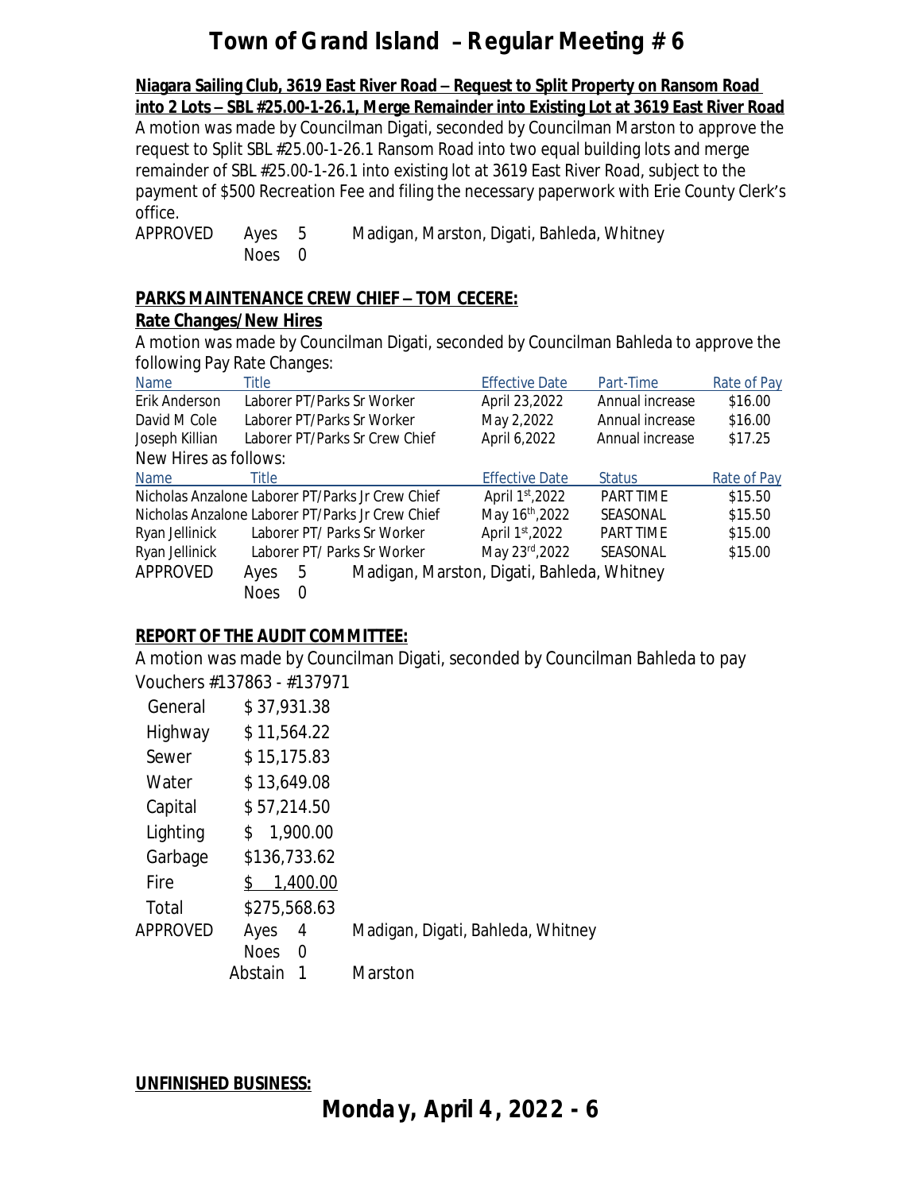**Niagara Sailing Club, 3619 East River Road – Request to Split Property on Ransom Road into 2 Lots – SBL #25.00-1-26.1, Merge Remainder into Existing Lot at 3619 East River Road**

A motion was made by Councilman Digati, seconded by Councilman Marston to approve the request to Split SBL #25.00-1-26.1 Ransom Road into two equal building lots and merge remainder of SBL #25.00-1-26.1 into existing lot at 3619 East River Road, subject to the payment of $500 Recreation Fee and filing the necessary paperwork with Erie County Clerk's office.

APPROVED Ayes 5 Madigan, Marston, Digati, Bahleda, Whitney
Noes 0

**PARKS MAINTENANCE CREW CHIEF – TOM CECERE:**

**Rate Changes/New Hires**

A motion was made by Councilman Digati, seconded by Councilman Bahleda to approve the following Pay Rate Changes:

| Name | Title | Effective Date | Part-Time | Rate of Pay |
|---|---|---|---|---|
| Erik Anderson | Laborer PT/Parks Sr Worker | April 23,2022 | Annual increase | $16.00 |
| David M Cole | Laborer PT/Parks Sr Worker | May 2,2022 | Annual increase | $16.00 |
| Joseph Killian | Laborer PT/Parks Sr Crew Chief | April 6,2022 | Annual increase | $17.25 |

New Hires as follows:

| Name | Title | Effective Date | Status | Rate of Pay |
|---|---|---|---|---|
| Nicholas Anzalone | Laborer PT/Parks Jr Crew Chief | April 1st,2022 | PART TIME | $15.50 |
| Nicholas Anzalone | Laborer PT/Parks Jr Crew Chief | May 16th,2022 | SEASONAL | $15.50 |
| Ryan Jellinick | Laborer PT/ Parks Sr Worker | April 1st,2022 | PART TIME | $15.00 |
| Ryan Jellinick | Laborer PT/ Parks Sr Worker | May 23rd,2022 | SEASONAL | $15.00 |

APPROVED Ayes 5 Madigan, Marston, Digati, Bahleda, Whitney
Noes 0

**REPORT OF THE AUDIT COMMITTEE:**

A motion was made by Councilman Digati, seconded by Councilman Bahleda to pay Vouchers #137863 - #137971

| | |
|---|---|
| General | $ 37,931.38 |
| Highway | $ 11,564.22 |
| Sewer | $ 15,175.83 |
| Water | $ 13,649.08 |
| Capital | $ 57,214.50 |
| Lighting | $ 1,900.00 |
| Garbage | $136,733.62 |
| Fire | $ 1,400.00 |
| Total | $275,568.63 |

APPROVED Ayes 4 Madigan, Digati, Bahleda, Whitney
Noes 0
Abstain 1 Marston

**UNFINISHED BUSINESS:**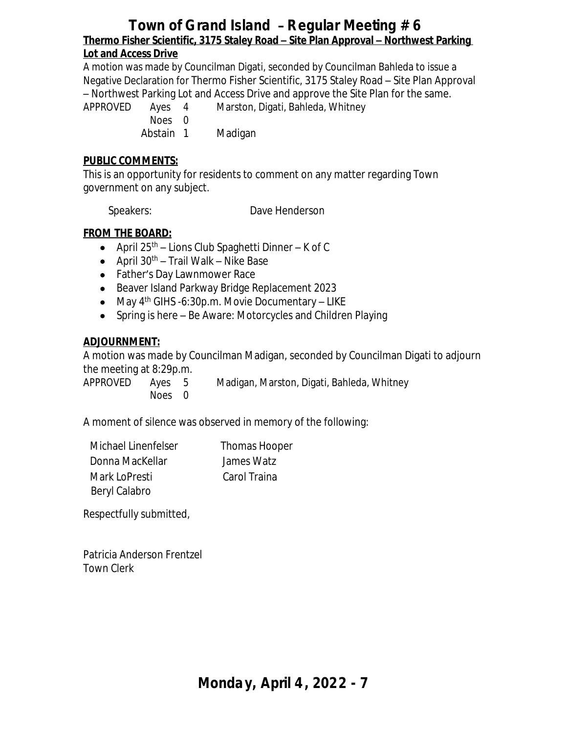**Thermo Fisher Scientific, 3175 Staley Road – Site Plan Approval – Northwest Parking Lot and Access Drive**

A motion was made by Councilman Digati, seconded by Councilman Bahleda to issue a Negative Declaration for Thermo Fisher Scientific, 3175 Staley Road – Site Plan Approval – Northwest Parking Lot and Access Drive and approve the Site Plan for the same.

| | | | |
|---|---|---|---|
| APPROVED | Ayes | 4 | Marston, Digati, Bahleda, Whitney |
| | Noes | 0 | |
| | Abstain | 1 | Madigan |

**PUBLIC COMMENTS:**

This is an opportunity for residents to comment on any matter regarding Town government on any subject.

Speakers: Dave Henderson

**FROM THE BOARD:**

- April 25th – Lions Club Spaghetti Dinner – K of C
- April 30th – Trail Walk – Nike Base
- Father's Day Lawnmower Race
- Beaver Island Parkway Bridge Replacement 2023
- May 4th GIHS -6:30p.m. Movie Documentary – LIKE
- Spring is here – Be Aware: Motorcycles and Children Playing

**ADJOURNMENT:**

A motion was made by Councilman Madigan, seconded by Councilman Digati to adjourn the meeting at 8:29p.m.

| | | | |
|---|---|---|---|
| APPROVED | Ayes | 5 | Madigan, Marston, Digati, Bahleda, Whitney |
| | Noes | 0 | |

A moment of silence was observed in memory of the following:

Michael Linenfelser
Thomas Hooper
Donna MacKellar
James Watz
Mark LoPresti
Carol Traina
Beryl Calabro

Respectfully submitted,

Patricia Anderson Frentzel
Town Clerk